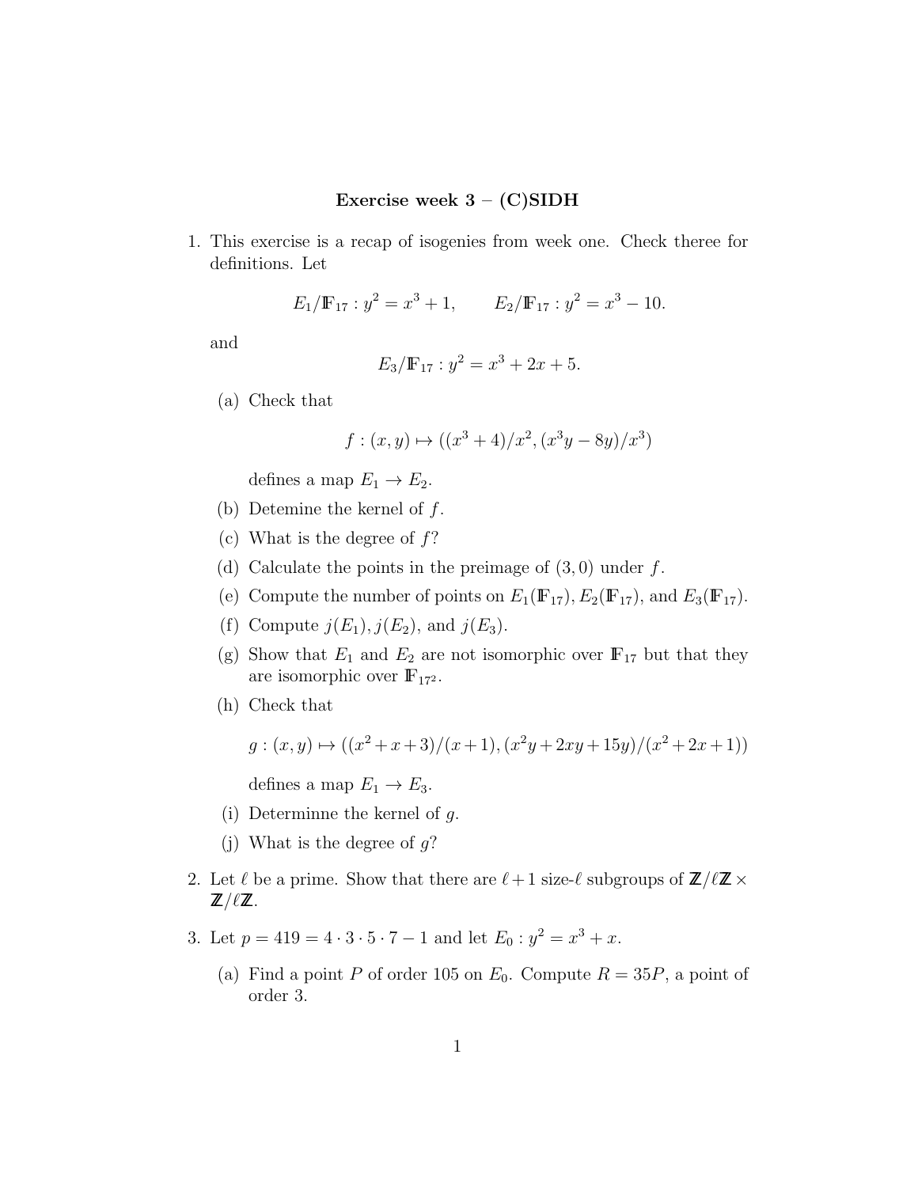# Exercise week 3 – (C)SIDH

1. This exercise is a recap of isogenies from week one. Check theree for definitions. Let

   $$E_1/\mathbb{F}_{17} : y^2 = x^3 + 1, \qquad E_2/\mathbb{F}_{17} : y^2 = x^3 - 10.$$

   and

   $$E_3/\mathbb{F}_{17} : y^2 = x^3 + 2x + 5.$$

   (a) Check that

   $$f : (x, y) \mapsto ((x^3 + 4)/x^2, (x^3y - 8y)/x^3)$$

   defines a map $E_1 \to E_2$.

   (b) Detemine the kernel of $f$.

   (c) What is the degree of $f$?

   (d) Calculate the points in the preimage of $(3, 0)$ under $f$.

   (e) Compute the number of points on $E_1(\mathbb{F}_{17}), E_2(\mathbb{F}_{17})$, and $E_3(\mathbb{F}_{17})$.

   (f) Compute $j(E_1), j(E_2)$, and $j(E_3)$.

   (g) Show that $E_1$ and $E_2$ are not isomorphic over $\mathbb{F}_{17}$ but that they are isomorphic over $\mathbb{F}_{17^2}$.

   (h) Check that

   $$g : (x, y) \mapsto ((x^2 + x + 3)/(x + 1), (x^2y + 2xy + 15y)/(x^2 + 2x + 1))$$

   defines a map $E_1 \to E_3$.

   (i) Determinne the kernel of $g$.

   (j) What is the degree of $g$?

2. Let $\ell$ be a prime. Show that there are $\ell + 1$ size-$\ell$ subgroups of $\mathbb{Z}/\ell\mathbb{Z} \times \mathbb{Z}/\ell\mathbb{Z}$.

3. Let $p = 419 = 4 \cdot 3 \cdot 5 \cdot 7 - 1$ and let $E_0 : y^2 = x^3 + x$.

   (a) Find a point $P$ of order 105 on $E_0$. Compute $R = 35P$, a point of order 3.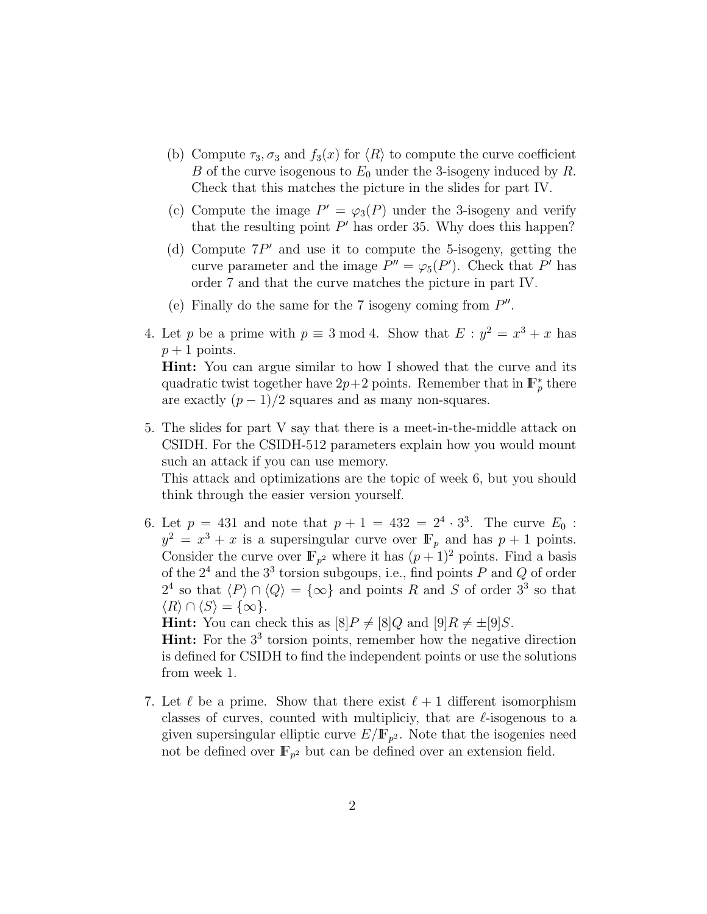(b) Compute $\tau_3, \sigma_3$ and $f_3(x)$ for $\langle R \rangle$ to compute the curve coefficient $B$ of the curve isogenous to $E_0$ under the 3-isogeny induced by $R$. Check that this matches the picture in the slides for part IV.

(c) Compute the image $P' = \varphi_3(P)$ under the 3-isogeny and verify that the resulting point $P'$ has order 35. Why does this happen?

(d) Compute $7P'$ and use it to compute the 5-isogeny, getting the curve parameter and the image $P'' = \varphi_5(P')$. Check that $P'$ has order 7 and that the curve matches the picture in part IV.

(e) Finally do the same for the 7 isogeny coming from $P''$.

4. Let $p$ be a prime with $p \equiv 3 \bmod 4$. Show that $E : y^2 = x^3 + x$ has $p + 1$ points.
   **Hint:** You can argue similar to how I showed that the curve and its quadratic twist together have $2p+2$ points. Remember that in $\mathbb{F}_p^*$ there are exactly $(p-1)/2$ squares and as many non-squares.

5. The slides for part V say that there is a meet-in-the-middle attack on CSIDH. For the CSIDH-512 parameters explain how you would mount such an attack if you can use memory.
   This attack and optimizations are the topic of week 6, but you should think through the easier version yourself.

6. Let $p = 431$ and note that $p + 1 = 432 = 2^4 \cdot 3^3$. The curve $E_0 : y^2 = x^3 + x$ is a supersingular curve over $\mathbb{F}_p$ and has $p + 1$ points. Consider the curve over $\mathbb{F}_{p^2}$ where it has $(p + 1)^2$ points. Find a basis of the $2^4$ and the $3^3$ torsion subgoups, i.e., find points $P$ and $Q$ of order $2^4$ so that $\langle P \rangle \cap \langle Q \rangle = \{\infty\}$ and points $R$ and $S$ of order $3^3$ so that $\langle R \rangle \cap \langle S \rangle = \{\infty\}$.
   **Hint:** You can check this as $[8]P \neq [8]Q$ and $[9]R \neq \pm[9]S$.
   **Hint:** For the $3^3$ torsion points, remember how the negative direction is defined for CSIDH to find the independent points or use the solutions from week 1.

7. Let $\ell$ be a prime. Show that there exist $\ell + 1$ different isomorphism classes of curves, counted with multiplicity, that are $\ell$-isogenous to a given supersingular elliptic curve $E/\mathbb{F}_{p^2}$. Note that the isogenies need not be defined over $\mathbb{F}_{p^2}$ but can be defined over an extension field.